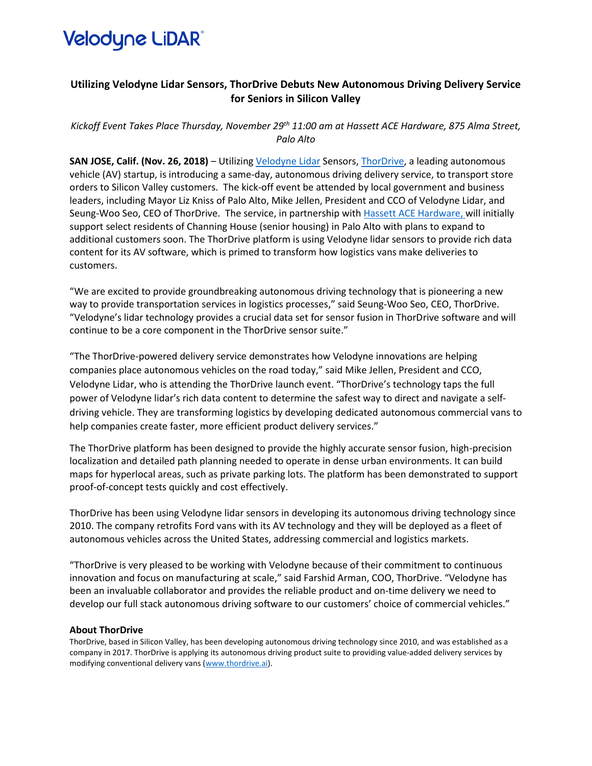Velodyne LiDAR®

## Utilizing Velodyne Lidar Sensors, ThorDrive Debuts New Autonomous Driving Delivery Service for Seniors in Silicon Valley

*Kickoff Event Takes Place Thursday, November 29th 11:00 am at Hassett ACE Hardware, 875 Alma Street, Palo Alto*

**SAN JOSE, Calif. (Nov. 26, 2018)** – Utilizing Velodyne Lidar Sensors, ThorDrive, a leading autonomous vehicle (AV) startup, is introducing a same-day, autonomous driving delivery service, to transport store orders to Silicon Valley customers. The kick-off event be attended by local government and business leaders, including Mayor Liz Kniss of Palo Alto, Mike Jellen, President and CCO of Velodyne Lidar, and Seung-Woo Seo, CEO of ThorDrive. The service, in partnership with Hassett ACE Hardware, will initially support select residents of Channing House (senior housing) in Palo Alto with plans to expand to additional customers soon. The ThorDrive platform is using Velodyne lidar sensors to provide rich data content for its AV software, which is primed to transform how logistics vans make deliveries to customers.

"We are excited to provide groundbreaking autonomous driving technology that is pioneering a new way to provide transportation services in logistics processes," said Seung-Woo Seo, CEO, ThorDrive. "Velodyne's lidar technology provides a crucial data set for sensor fusion in ThorDrive software and will continue to be a core component in the ThorDrive sensor suite."

"The ThorDrive-powered delivery service demonstrates how Velodyne innovations are helping companies place autonomous vehicles on the road today," said Mike Jellen, President and CCO, Velodyne Lidar, who is attending the ThorDrive launch event. "ThorDrive's technology taps the full power of Velodyne lidar's rich data content to determine the safest way to direct and navigate a self-driving vehicle. They are transforming logistics by developing dedicated autonomous commercial vans to help companies create faster, more efficient product delivery services."

The ThorDrive platform has been designed to provide the highly accurate sensor fusion, high-precision localization and detailed path planning needed to operate in dense urban environments. It can build maps for hyperlocal areas, such as private parking lots. The platform has been demonstrated to support proof-of-concept tests quickly and cost effectively.

ThorDrive has been using Velodyne lidar sensors in developing its autonomous driving technology since 2010. The company retrofits Ford vans with its AV technology and they will be deployed as a fleet of autonomous vehicles across the United States, addressing commercial and logistics markets.

"ThorDrive is very pleased to be working with Velodyne because of their commitment to continuous innovation and focus on manufacturing at scale," said Farshid Arman, COO, ThorDrive. "Velodyne has been an invaluable collaborator and provides the reliable product and on-time delivery we need to develop our full stack autonomous driving software to our customers' choice of commercial vehicles."

### About ThorDrive

ThorDrive, based in Silicon Valley, has been developing autonomous driving technology since 2010, and was established as a company in 2017. ThorDrive is applying its autonomous driving product suite to providing value-added delivery services by modifying conventional delivery vans (www.thordrive.ai).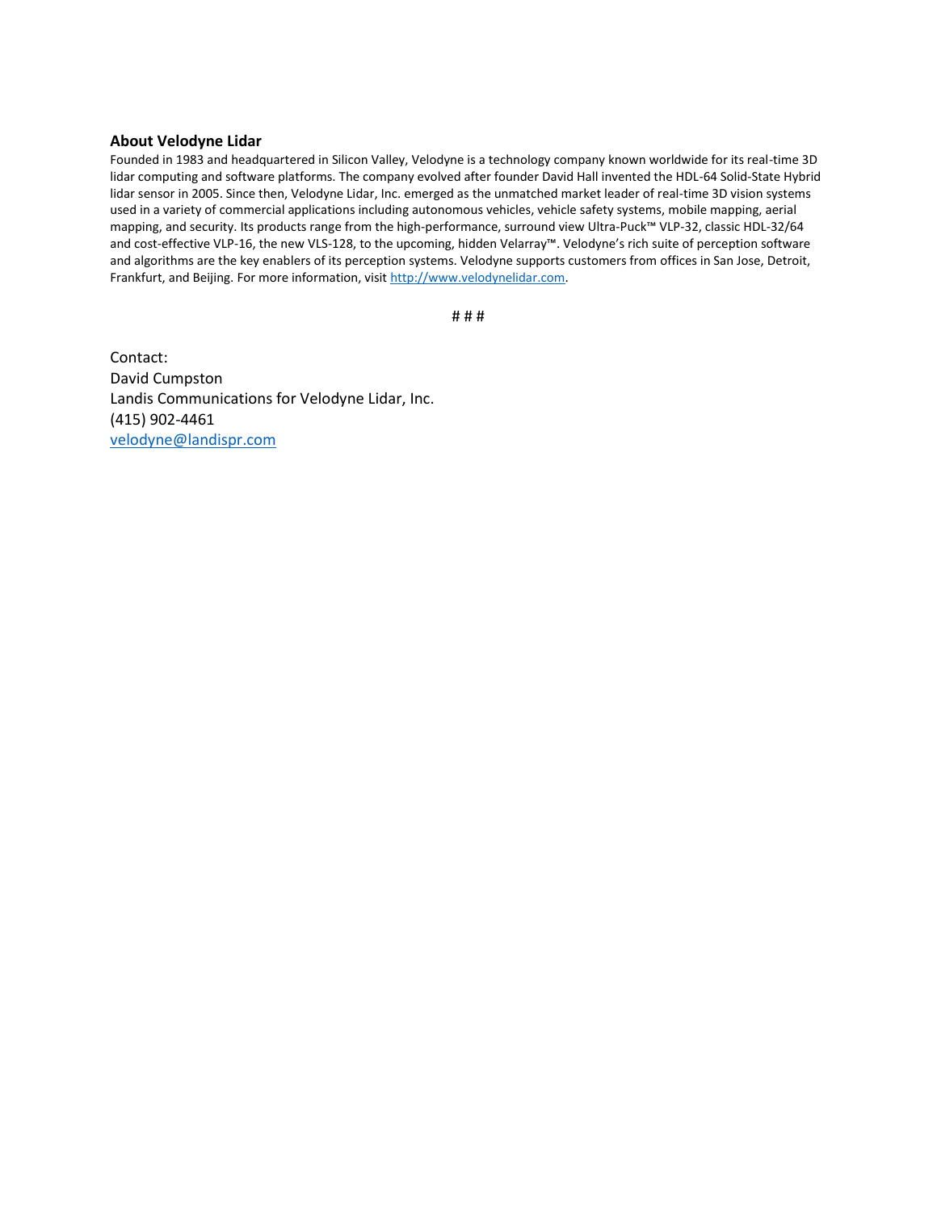## About Velodyne Lidar

Founded in 1983 and headquartered in Silicon Valley, Velodyne is a technology company known worldwide for its real-time 3D lidar computing and software platforms. The company evolved after founder David Hall invented the HDL-64 Solid-State Hybrid lidar sensor in 2005. Since then, Velodyne Lidar, Inc. emerged as the unmatched market leader of real-time 3D vision systems used in a variety of commercial applications including autonomous vehicles, vehicle safety systems, mobile mapping, aerial mapping, and security. Its products range from the high-performance, surround view Ultra-Puck™ VLP-32, classic HDL-32/64 and cost-effective VLP-16, the new VLS-128, to the upcoming, hidden Velarray™. Velodyne's rich suite of perception software and algorithms are the key enablers of its perception systems. Velodyne supports customers from offices in San Jose, Detroit, Frankfurt, and Beijing. For more information, visit http://www.velodynelidar.com.

# # #

Contact:
David Cumpston
Landis Communications for Velodyne Lidar, Inc.
(415) 902-4461
velodyne@landispr.com